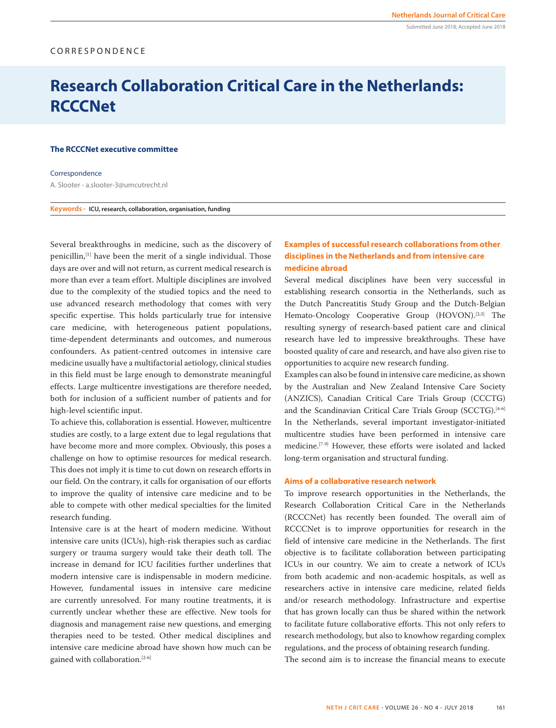CORRESPONDENCE

# Research Collaboration Critical Care in the Netherlands: RCCCNet

**The RCCCNet executive committee**

Correspondence

A. Slooter - a.slooter-3@umcutrecht.nl

**Keywords -** **ICU, research, collaboration, organisation, funding**

Several breakthroughs in medicine, such as the discovery of penicillin,[1] have been the merit of a single individual. Those days are over and will not return, as current medical research is more than ever a team effort. Multiple disciplines are involved due to the complexity of the studied topics and the need to use advanced research methodology that comes with very specific expertise. This holds particularly true for intensive care medicine, with heterogeneous patient populations, time-dependent determinants and outcomes, and numerous confounders. As patient-centred outcomes in intensive care medicine usually have a multifactorial aetiology, clinical studies in this field must be large enough to demonstrate meaningful effects. Large multicentre investigations are therefore needed, both for inclusion of a sufficient number of patients and for high-level scientific input.

To achieve this, collaboration is essential. However, multicentre studies are costly, to a large extent due to legal regulations that have become more and more complex. Obviously, this poses a challenge on how to optimise resources for medical research. This does not imply it is time to cut down on research efforts in our field. On the contrary, it calls for organisation of our efforts to improve the quality of intensive care medicine and to be able to compete with other medical specialties for the limited research funding.

Intensive care is at the heart of modern medicine. Without intensive care units (ICUs), high-risk therapies such as cardiac surgery or trauma surgery would take their death toll. The increase in demand for ICU facilities further underlines that modern intensive care is indispensable in modern medicine. However, fundamental issues in intensive care medicine are currently unresolved. For many routine treatments, it is currently unclear whether these are effective. New tools for diagnosis and management raise new questions, and emerging therapies need to be tested. Other medical disciplines and intensive care medicine abroad have shown how much can be gained with collaboration.[2-6]

### Examples of successful research collaborations from other disciplines in the Netherlands and from intensive care medicine abroad

Several medical disciplines have been very successful in establishing research consortia in the Netherlands, such as the Dutch Pancreatitis Study Group and the Dutch-Belgian Hemato-Oncology Cooperative Group (HOVON).[2,3] The resulting synergy of research-based patient care and clinical research have led to impressive breakthroughs. These have boosted quality of care and research, and have also given rise to opportunities to acquire new research funding.

Examples can also be found in intensive care medicine, as shown by the Australian and New Zealand Intensive Care Society (ANZICS), Canadian Critical Care Trials Group (CCCTG) and the Scandinavian Critical Care Trials Group (SCCTG).[4-6] In the Netherlands, several important investigator-initiated multicentre studies have been performed in intensive care medicine.[7-9] However, these efforts were isolated and lacked long-term organisation and structural funding.

### Aims of a collaborative research network

To improve research opportunities in the Netherlands, the Research Collaboration Critical Care in the Netherlands (RCCCNet) has recently been founded. The overall aim of RCCCNet is to improve opportunities for research in the field of intensive care medicine in the Netherlands. The first objective is to facilitate collaboration between participating ICUs in our country. We aim to create a network of ICUs from both academic and non-academic hospitals, as well as researchers active in intensive care medicine, related fields and/or research methodology. Infrastructure and expertise that has grown locally can thus be shared within the network to facilitate future collaborative efforts. This not only refers to research methodology, but also to knowhow regarding complex regulations, and the process of obtaining research funding.

The second aim is to increase the financial means to execute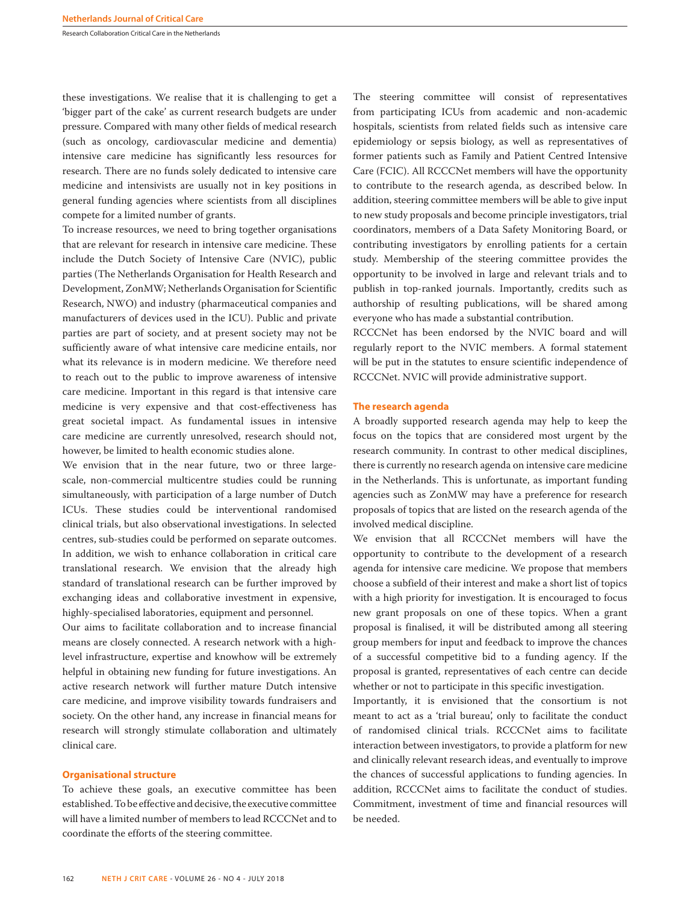these investigations. We realise that it is challenging to get a 'bigger part of the cake' as current research budgets are under pressure. Compared with many other fields of medical research (such as oncology, cardiovascular medicine and dementia) intensive care medicine has significantly less resources for research. There are no funds solely dedicated to intensive care medicine and intensivists are usually not in key positions in general funding agencies where scientists from all disciplines compete for a limited number of grants.

To increase resources, we need to bring together organisations that are relevant for research in intensive care medicine. These include the Dutch Society of Intensive Care (NVIC), public parties (The Netherlands Organisation for Health Research and Development, ZonMW; Netherlands Organisation for Scientific Research, NWO) and industry (pharmaceutical companies and manufacturers of devices used in the ICU). Public and private parties are part of society, and at present society may not be sufficiently aware of what intensive care medicine entails, nor what its relevance is in modern medicine. We therefore need to reach out to the public to improve awareness of intensive care medicine. Important in this regard is that intensive care medicine is very expensive and that cost-effectiveness has great societal impact. As fundamental issues in intensive care medicine are currently unresolved, research should not, however, be limited to health economic studies alone.

We envision that in the near future, two or three large-scale, non-commercial multicentre studies could be running simultaneously, with participation of a large number of Dutch ICUs. These studies could be interventional randomised clinical trials, but also observational investigations. In selected centres, sub-studies could be performed on separate outcomes. In addition, we wish to enhance collaboration in critical care translational research. We envision that the already high standard of translational research can be further improved by exchanging ideas and collaborative investment in expensive, highly-specialised laboratories, equipment and personnel.

Our aims to facilitate collaboration and to increase financial means are closely connected. A research network with a high-level infrastructure, expertise and knowhow will be extremely helpful in obtaining new funding for future investigations. An active research network will further mature Dutch intensive care medicine, and improve visibility towards fundraisers and society. On the other hand, any increase in financial means for research will strongly stimulate collaboration and ultimately clinical care.

## Organisational structure

To achieve these goals, an executive committee has been established. To be effective and decisive, the executive committee will have a limited number of members to lead RCCCNet and to coordinate the efforts of the steering committee.

The steering committee will consist of representatives from participating ICUs from academic and non-academic hospitals, scientists from related fields such as intensive care epidemiology or sepsis biology, as well as representatives of former patients such as Family and Patient Centred Intensive Care (FCIC). All RCCCNet members will have the opportunity to contribute to the research agenda, as described below. In addition, steering committee members will be able to give input to new study proposals and become principle investigators, trial coordinators, members of a Data Safety Monitoring Board, or contributing investigators by enrolling patients for a certain study. Membership of the steering committee provides the opportunity to be involved in large and relevant trials and to publish in top-ranked journals. Importantly, credits such as authorship of resulting publications, will be shared among everyone who has made a substantial contribution.

RCCCNet has been endorsed by the NVIC board and will regularly report to the NVIC members. A formal statement will be put in the statutes to ensure scientific independence of RCCCNet. NVIC will provide administrative support.

## The research agenda

A broadly supported research agenda may help to keep the focus on the topics that are considered most urgent by the research community. In contrast to other medical disciplines, there is currently no research agenda on intensive care medicine in the Netherlands. This is unfortunate, as important funding agencies such as ZonMW may have a preference for research proposals of topics that are listed on the research agenda of the involved medical discipline.

We envision that all RCCCNet members will have the opportunity to contribute to the development of a research agenda for intensive care medicine. We propose that members choose a subfield of their interest and make a short list of topics with a high priority for investigation. It is encouraged to focus new grant proposals on one of these topics. When a grant proposal is finalised, it will be distributed among all steering group members for input and feedback to improve the chances of a successful competitive bid to a funding agency. If the proposal is granted, representatives of each centre can decide whether or not to participate in this specific investigation.

Importantly, it is envisioned that the consortium is not meant to act as a 'trial bureau', only to facilitate the conduct of randomised clinical trials. RCCCNet aims to facilitate interaction between investigators, to provide a platform for new and clinically relevant research ideas, and eventually to improve the chances of successful applications to funding agencies. In addition, RCCCNet aims to facilitate the conduct of studies. Commitment, investment of time and financial resources will be needed.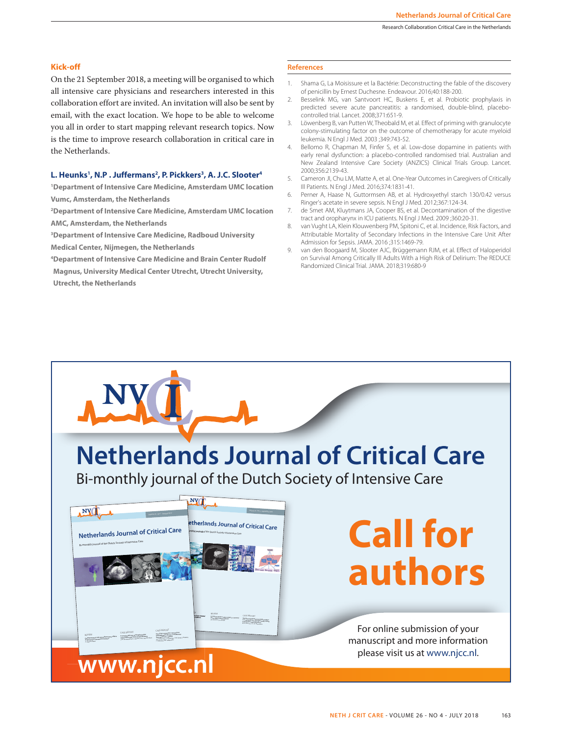## Kick-off

On the 21 September 2018, a meeting will be organised to which all intensive care physicians and researchers interested in this collaboration effort are invited. An invitation will also be sent by email, with the exact location. We hope to be able to welcome you all in order to start mapping relevant research topics. Now is the time to improve research collaboration in critical care in the Netherlands.

**L. Heunks[1], N.P . Juffermans[2], P. Pickkers[3], A. J.C. Slooter[4]**

**[1]Department of Intensive Care Medicine, Amsterdam UMC location Vumc, Amsterdam, the Netherlands**

**[2]Department of Intensive Care Medicine, Amsterdam UMC location AMC, Amsterdam, the Netherlands**

**[3]Department of Intensive Care Medicine, Radboud University Medical Center, Nijmegen, the Netherlands**

**[4]Department of Intensive Care Medicine and Brain Center Rudolf Magnus, University Medical Center Utrecht, Utrecht University, Utrecht, the Netherlands**

## References

1. Shama G, La Moisissure et la Bactérie: Deconstructing the fable of the discovery of penicillin by Ernest Duchesne. Endeavour. 2016;40:188-200.
2. Besselink MG, van Santvoort HC, Buskens E, et al. Probiotic prophylaxis in predicted severe acute pancreatitis: a randomised, double-blind, placebo-controlled trial. Lancet. 2008;371:651-9.
3. Löwenberg B, van Putten W, Theobald M, et al. Effect of priming with granulocyte colony-stimulating factor on the outcome of chemotherapy for acute myeloid leukemia. N Engl J Med. 2003 ;349:743-52.
4. Bellomo R, Chapman M, Finfer S, et al. Low-dose dopamine in patients with early renal dysfunction: a placebo-controlled randomised trial. Australian and New Zealand Intensive Care Society (ANZICS) Clinical Trials Group. Lancet. 2000;356:2139-43.
5. Cameron JI, Chu LM, Matte A, et al. One-Year Outcomes in Caregivers of Critically Ill Patients. N Engl J Med. 2016;374:1831-41.
6. Perner A, Haase N, Guttormsen AB, et al. Hydroxyethyl starch 130/0.42 versus Ringer's acetate in severe sepsis. N Engl J Med. 2012;367:124-34.
7. de Smet AM, Kluytmans JA, Cooper BS, et al. Decontamination of the digestive tract and oropharynx in ICU patients. N Engl J Med. 2009 ;360:20-31.
8. van Vught LA, Klein Klouwenberg PM, Spitoni C, et al. Incidence, Risk Factors, and Attributable Mortality of Secondary Infections in the Intensive Care Unit After Admission for Sepsis. JAMA. 2016 ;315:1469-79.
9. van den Boogaard M, Slooter AJC, Brüggemann RJM, et al. Effect of Haloperidol on Survival Among Critically Ill Adults With a High Risk of Delirium: The REDUCE Randomized Clinical Trial. JAMA. 2018;319:680-9

# Netherlands Journal of Critical Care

Bi-monthly journal of the Dutch Society of Intensive Care

**Call for authors**

For online submission of your manuscript and more information please visit us at www.njcc.nl.

**www.njcc.nl**